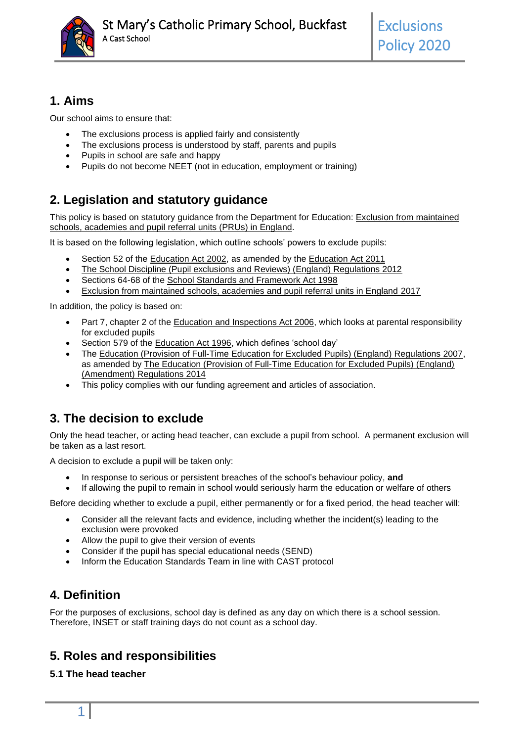## 1. Aims

Our school aims to ensure that:

- The exclusions process is applied fairly and consistently
- The exclusions process is understood by staff, parents and pupils
- Pupils in school are safe and happy
- Pupils do not become NEET (not in education, employment or training)

## 2. Legislation and statutory guidance

This policy is based on statutory guidance from the Department for Education: Exclusion from maintained schools, academies and pupil referral units (PRUs) in England.

It is based on the following legislation, which outline schools' powers to exclude pupils:

- Section 52 of the Education Act 2002, as amended by the Education Act 2011
- The School Discipline (Pupil exclusions and Reviews) (England) Regulations 2012
- Sections 64-68 of the School Standards and Framework Act 1998
- Exclusion from maintained schools, academies and pupil referral units in England 2017

In addition, the policy is based on:

- Part 7, chapter 2 of the Education and Inspections Act 2006, which looks at parental responsibility for excluded pupils
- Section 579 of the Education Act 1996, which defines 'school day'
- The Education (Provision of Full-Time Education for Excluded Pupils) (England) Regulations 2007, as amended by The Education (Provision of Full-Time Education for Excluded Pupils) (England) (Amendment) Regulations 2014
- This policy complies with our funding agreement and articles of association.

## 3. The decision to exclude

Only the head teacher, or acting head teacher, can exclude a pupil from school. A permanent exclusion will be taken as a last resort.

A decision to exclude a pupil will be taken only:

- In response to serious or persistent breaches of the school's behaviour policy, **and**
- If allowing the pupil to remain in school would seriously harm the education or welfare of others

Before deciding whether to exclude a pupil, either permanently or for a fixed period, the head teacher will:

- Consider all the relevant facts and evidence, including whether the incident(s) leading to the exclusion were provoked
- Allow the pupil to give their version of events
- Consider if the pupil has special educational needs (SEND)
- Inform the Education Standards Team in line with CAST protocol

## 4. Definition

For the purposes of exclusions, school day is defined as any day on which there is a school session. Therefore, INSET or staff training days do not count as a school day.

## 5. Roles and responsibilities

### 5.1 The head teacher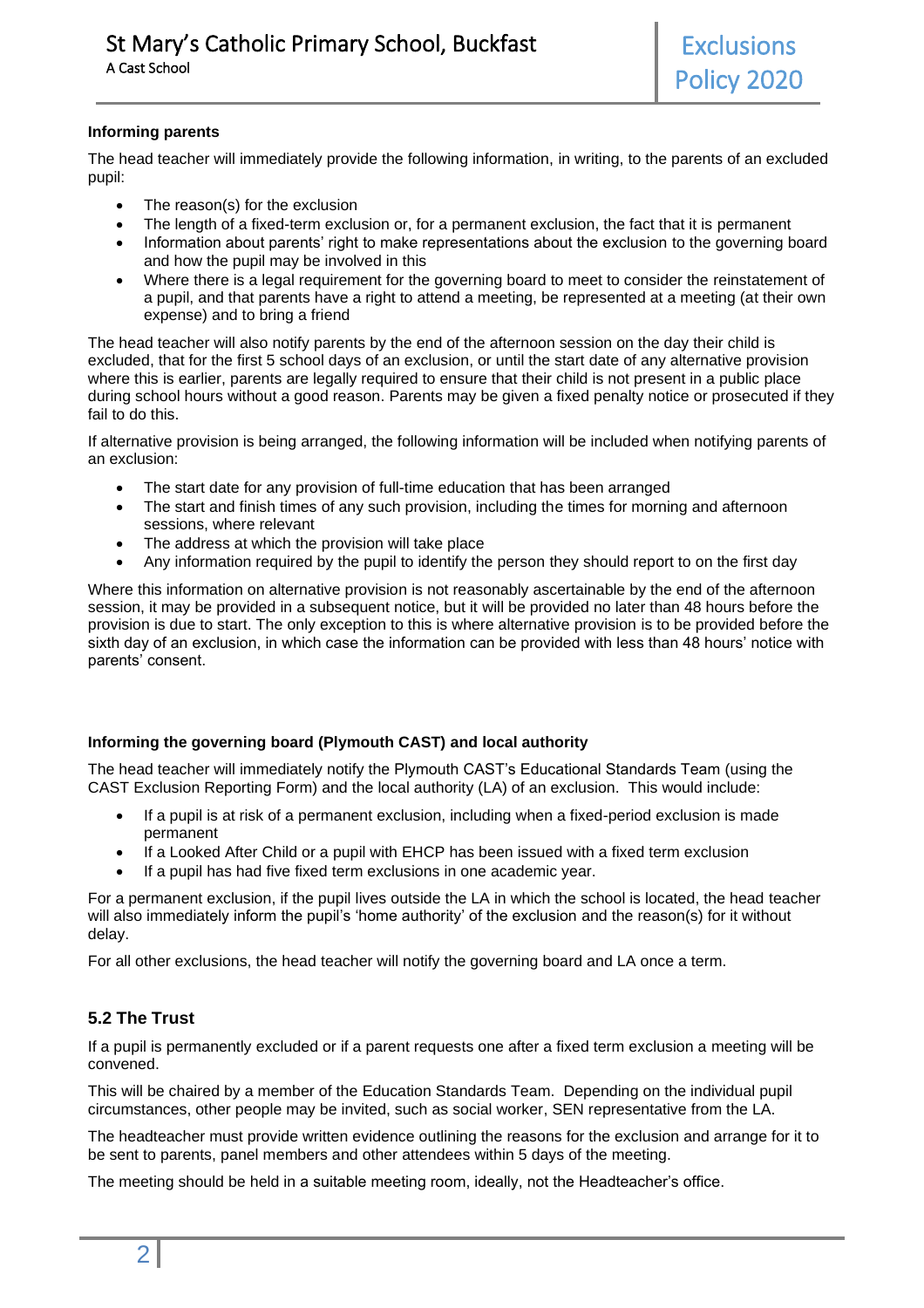#### Informing parents

The head teacher will immediately provide the following information, in writing, to the parents of an excluded pupil:

- The reason(s) for the exclusion
- The length of a fixed-term exclusion or, for a permanent exclusion, the fact that it is permanent
- Information about parents' right to make representations about the exclusion to the governing board and how the pupil may be involved in this
- Where there is a legal requirement for the governing board to meet to consider the reinstatement of a pupil, and that parents have a right to attend a meeting, be represented at a meeting (at their own expense) and to bring a friend

The head teacher will also notify parents by the end of the afternoon session on the day their child is excluded, that for the first 5 school days of an exclusion, or until the start date of any alternative provision where this is earlier, parents are legally required to ensure that their child is not present in a public place during school hours without a good reason. Parents may be given a fixed penalty notice or prosecuted if they fail to do this.

If alternative provision is being arranged, the following information will be included when notifying parents of an exclusion:

- The start date for any provision of full-time education that has been arranged
- The start and finish times of any such provision, including the times for morning and afternoon sessions, where relevant
- The address at which the provision will take place
- Any information required by the pupil to identify the person they should report to on the first day

Where this information on alternative provision is not reasonably ascertainable by the end of the afternoon session, it may be provided in a subsequent notice, but it will be provided no later than 48 hours before the provision is due to start. The only exception to this is where alternative provision is to be provided before the sixth day of an exclusion, in which case the information can be provided with less than 48 hours' notice with parents' consent.

#### Informing the governing board (Plymouth CAST) and local authority

The head teacher will immediately notify the Plymouth CAST's Educational Standards Team (using the CAST Exclusion Reporting Form) and the local authority (LA) of an exclusion. This would include:

- If a pupil is at risk of a permanent exclusion, including when a fixed-period exclusion is made permanent
- If a Looked After Child or a pupil with EHCP has been issued with a fixed term exclusion
- If a pupil has had five fixed term exclusions in one academic year.

For a permanent exclusion, if the pupil lives outside the LA in which the school is located, the head teacher will also immediately inform the pupil's 'home authority' of the exclusion and the reason(s) for it without delay.

For all other exclusions, the head teacher will notify the governing board and LA once a term.

### 5.2 The Trust

If a pupil is permanently excluded or if a parent requests one after a fixed term exclusion a meeting will be convened.

This will be chaired by a member of the Education Standards Team. Depending on the individual pupil circumstances, other people may be invited, such as social worker, SEN representative from the LA.

The headteacher must provide written evidence outlining the reasons for the exclusion and arrange for it to be sent to parents, panel members and other attendees within 5 days of the meeting.

The meeting should be held in a suitable meeting room, ideally, not the Headteacher's office.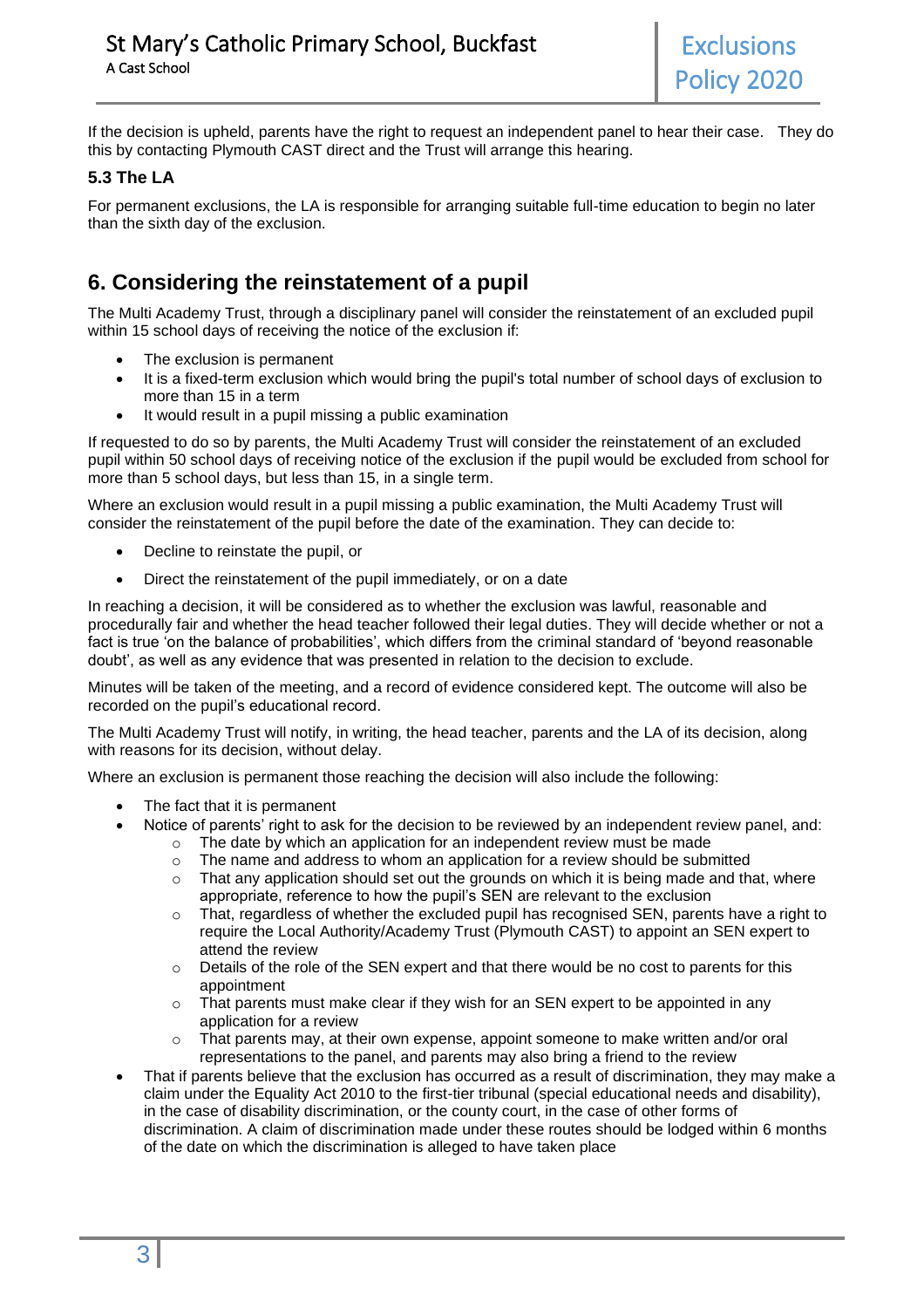If the decision is upheld, parents have the right to request an independent panel to hear their case. They do this by contacting Plymouth CAST direct and the Trust will arrange this hearing.

### 5.3 The LA

For permanent exclusions, the LA is responsible for arranging suitable full-time education to begin no later than the sixth day of the exclusion.

## 6. Considering the reinstatement of a pupil

The Multi Academy Trust, through a disciplinary panel will consider the reinstatement of an excluded pupil within 15 school days of receiving the notice of the exclusion if:

- The exclusion is permanent
- It is a fixed-term exclusion which would bring the pupil's total number of school days of exclusion to more than 15 in a term
- It would result in a pupil missing a public examination

If requested to do so by parents, the Multi Academy Trust will consider the reinstatement of an excluded pupil within 50 school days of receiving notice of the exclusion if the pupil would be excluded from school for more than 5 school days, but less than 15, in a single term.

Where an exclusion would result in a pupil missing a public examination, the Multi Academy Trust will consider the reinstatement of the pupil before the date of the examination. They can decide to:

- Decline to reinstate the pupil, or
- Direct the reinstatement of the pupil immediately, or on a date

In reaching a decision, it will be considered as to whether the exclusion was lawful, reasonable and procedurally fair and whether the head teacher followed their legal duties. They will decide whether or not a fact is true 'on the balance of probabilities', which differs from the criminal standard of 'beyond reasonable doubt', as well as any evidence that was presented in relation to the decision to exclude.

Minutes will be taken of the meeting, and a record of evidence considered kept. The outcome will also be recorded on the pupil's educational record.

The Multi Academy Trust will notify, in writing, the head teacher, parents and the LA of its decision, along with reasons for its decision, without delay.

Where an exclusion is permanent those reaching the decision will also include the following:

- The fact that it is permanent
- Notice of parents' right to ask for the decision to be reviewed by an independent review panel, and:
  - The date by which an application for an independent review must be made
  - The name and address to whom an application for a review should be submitted
  - That any application should set out the grounds on which it is being made and that, where appropriate, reference to how the pupil's SEN are relevant to the exclusion
  - That, regardless of whether the excluded pupil has recognised SEN, parents have a right to require the Local Authority/Academy Trust (Plymouth CAST) to appoint an SEN expert to attend the review
  - Details of the role of the SEN expert and that there would be no cost to parents for this appointment
  - That parents must make clear if they wish for an SEN expert to be appointed in any application for a review
  - That parents may, at their own expense, appoint someone to make written and/or oral representations to the panel, and parents may also bring a friend to the review
- That if parents believe that the exclusion has occurred as a result of discrimination, they may make a claim under the Equality Act 2010 to the first-tier tribunal (special educational needs and disability), in the case of disability discrimination, or the county court, in the case of other forms of discrimination. A claim of discrimination made under these routes should be lodged within 6 months of the date on which the discrimination is alleged to have taken place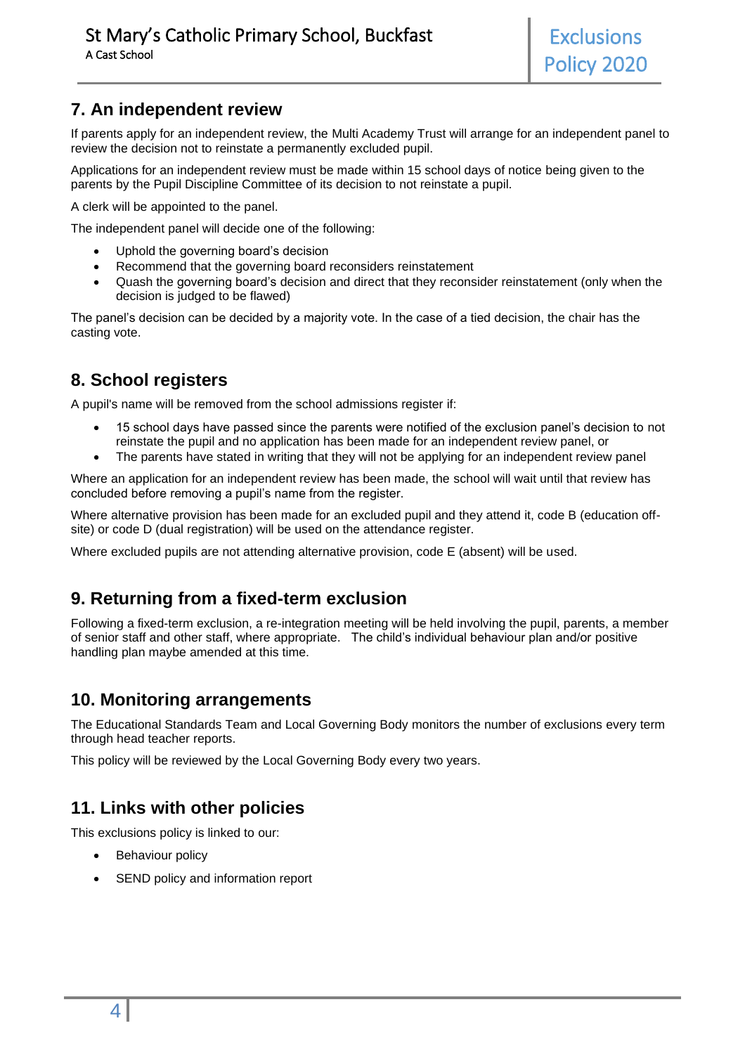## 7. An independent review

If parents apply for an independent review, the Multi Academy Trust will arrange for an independent panel to review the decision not to reinstate a permanently excluded pupil.

Applications for an independent review must be made within 15 school days of notice being given to the parents by the Pupil Discipline Committee of its decision to not reinstate a pupil.

A clerk will be appointed to the panel.

The independent panel will decide one of the following:

- Uphold the governing board's decision
- Recommend that the governing board reconsiders reinstatement
- Quash the governing board's decision and direct that they reconsider reinstatement (only when the decision is judged to be flawed)

The panel's decision can be decided by a majority vote. In the case of a tied decision, the chair has the casting vote.

## 8. School registers

A pupil's name will be removed from the school admissions register if:

- 15 school days have passed since the parents were notified of the exclusion panel's decision to not reinstate the pupil and no application has been made for an independent review panel, or
- The parents have stated in writing that they will not be applying for an independent review panel

Where an application for an independent review has been made, the school will wait until that review has concluded before removing a pupil's name from the register.

Where alternative provision has been made for an excluded pupil and they attend it, code B (education off-site) or code D (dual registration) will be used on the attendance register.

Where excluded pupils are not attending alternative provision, code E (absent) will be used.

## 9. Returning from a fixed-term exclusion

Following a fixed-term exclusion, a re-integration meeting will be held involving the pupil, parents, a member of senior staff and other staff, where appropriate. The child's individual behaviour plan and/or positive handling plan maybe amended at this time.

## 10. Monitoring arrangements

The Educational Standards Team and Local Governing Body monitors the number of exclusions every term through head teacher reports.

This policy will be reviewed by the Local Governing Body every two years.

## 11. Links with other policies

This exclusions policy is linked to our:

- Behaviour policy
- SEND policy and information report